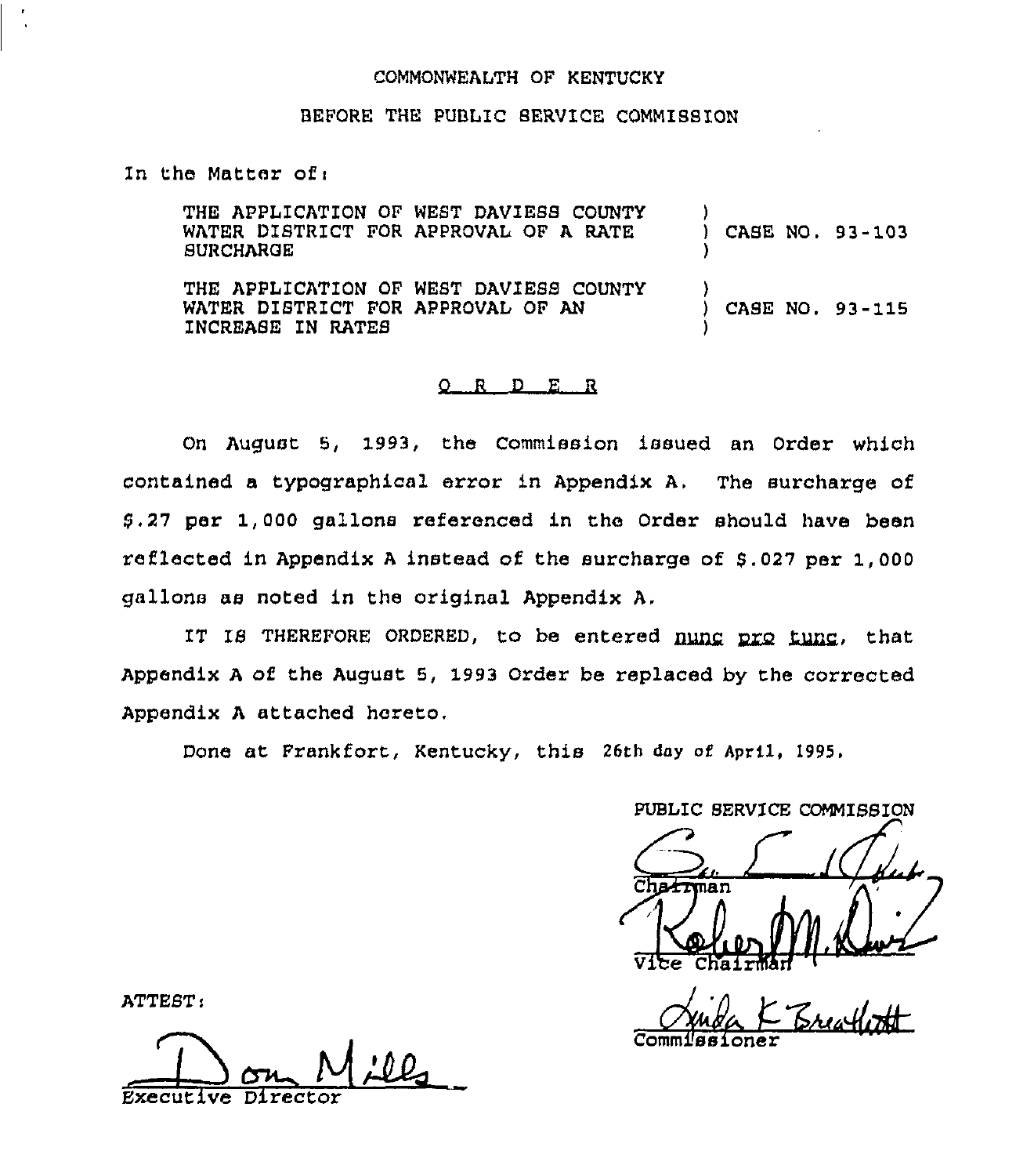COMMONWEALTH OF KENTUCKY

BEFORE THE PUBLIC SERVICE COMMISSION

In the Matter of:

| | |
|---|---|
| THE APPLICATION OF WEST DAVIESS COUNTY WATER DISTRICT FOR APPROVAL OF A RATE SURCHARGE | ) CASE NO. 93-103 |
| THE APPLICATION OF WEST DAVIESS COUNTY WATER DISTRICT FOR APPROVAL OF AN INCREASE IN RATES | ) CASE NO. 93-115 |

O R D E R

On August 5, 1993, the Commission issued an Order which contained a typographical error in Appendix A. The surcharge of $.27 per 1,000 gallons referenced in the Order should have been reflected in Appendix A instead of the surcharge of $.027 per 1,000 gallons as noted in the original Appendix A.

IT IS THEREFORE ORDERED, to be entered nunc pro tunc, that Appendix A of the August 5, 1993 Order be replaced by the corrected Appendix A attached hereto.

Done at Frankfort, Kentucky, this 26th day of April, 1995.

PUBLIC SERVICE COMMISSION

Chairman

Vice Chairman

Commissioner

ATTEST:

Executive Director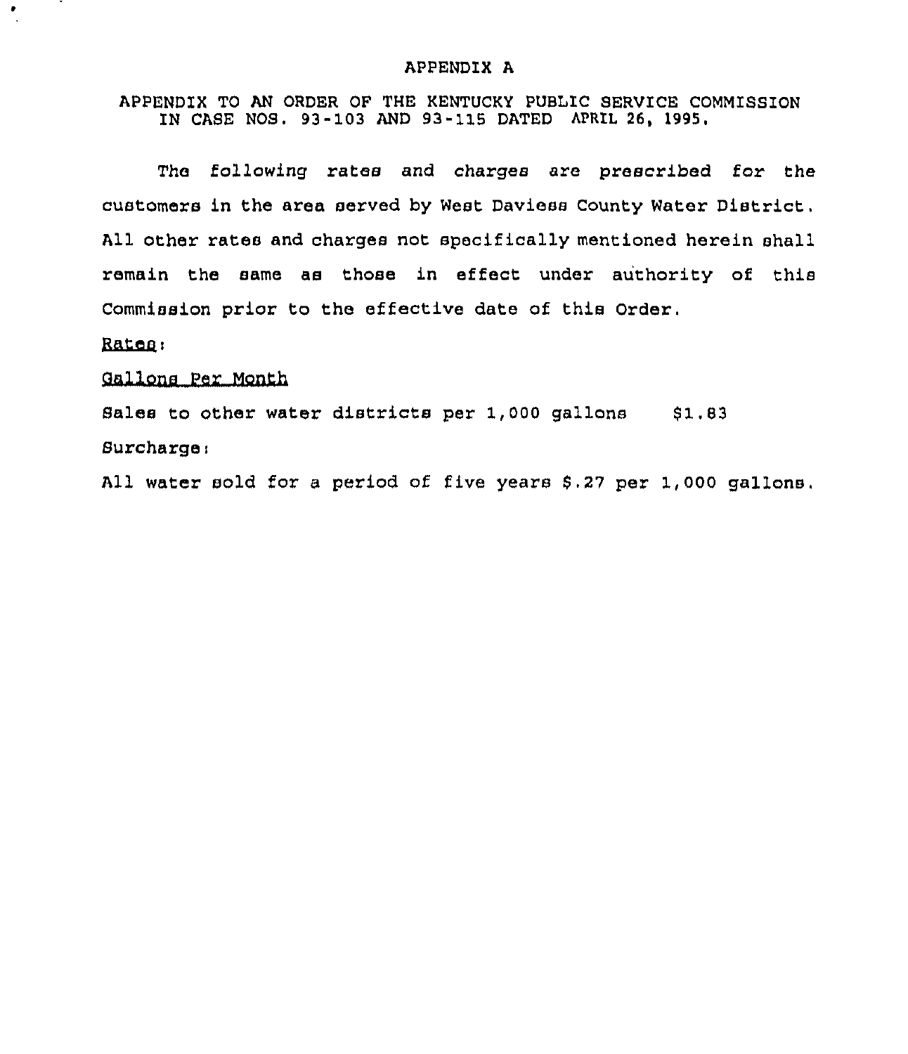# APPENDIX A

APPENDIX TO AN ORDER OF THE KENTUCKY PUBLIC SERVICE COMMISSION IN CASE NOS. 93-103 AND 93-115 DATED APRIL 26, 1995.

The following rates and charges are prescribed for the customers in the area served by West Daviess County Water District. All other rates and charges not specifically mentioned herein shall remain the same as those in effect under authority of this Commission prior to the effective date of this Order.

Rates:

Gallons Per Month

Sales to other water districts per 1,000 gallons $1.83

Surcharge:

All water sold for a period of five years $.27 per 1,000 gallons.